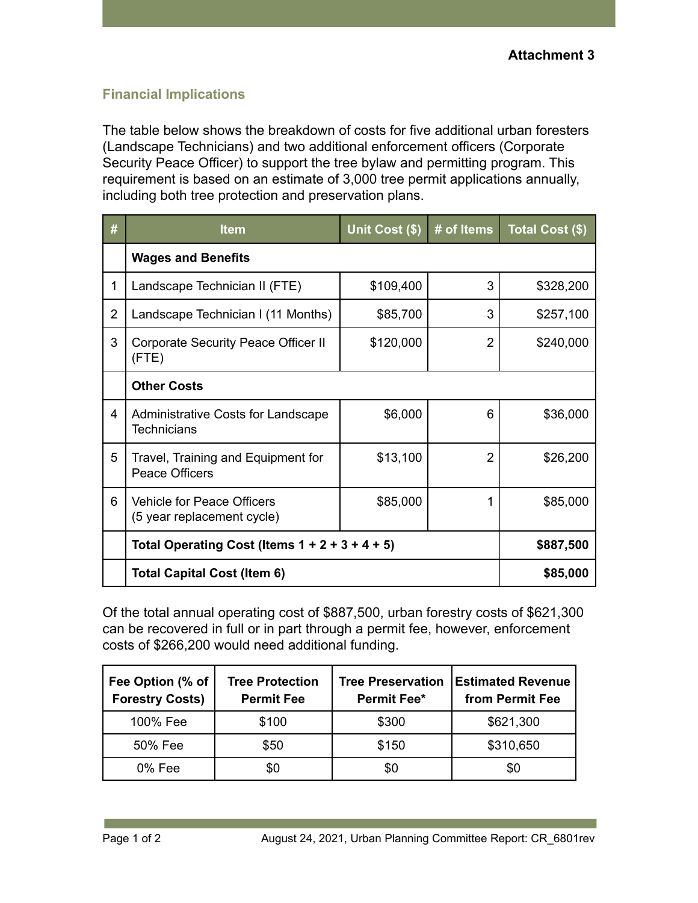**Attachment 3**

## Financial Implications

The table below shows the breakdown of costs for five additional urban foresters (Landscape Technicians) and two additional enforcement officers (Corporate Security Peace Officer) to support the tree bylaw and permitting program. This requirement is based on an estimate of 3,000 tree permit applications annually, including both tree protection and preservation plans.

| # | Item | Unit Cost ($) | # of Items | Total Cost ($) |
|---|---|---|---|---|
| | **Wages and Benefits** | | | |
| 1 | Landscape Technician II (FTE) | $109,400 | 3 | $328,200 |
| 2 | Landscape Technician I (11 Months) | $85,700 | 3 | $257,100 |
| 3 | Corporate Security Peace Officer II (FTE) | $120,000 | 2 | $240,000 |
| | **Other Costs** | | | |
| 4 | Administrative Costs for Landscape Technicians | $6,000 | 6 | $36,000 |
| 5 | Travel, Training and Equipment for Peace Officers | $13,100 | 2 | $26,200 |
| 6 | Vehicle for Peace Officers (5 year replacement cycle) | $85,000 | 1 | $85,000 |
| | **Total Operating Cost (Items 1 + 2 + 3 + 4 + 5)** | | | **$887,500** |
| | **Total Capital Cost (Item 6)** | | | **$85,000** |

Of the total annual operating cost of $887,500, urban forestry costs of $621,300 can be recovered in full or in part through a permit fee, however, enforcement costs of $266,200 would need additional funding.

| Fee Option (% of Forestry Costs) | Tree Protection Permit Fee | Tree Preservation Permit Fee* | Estimated Revenue from Permit Fee |
|---|---|---|---|
| 100% Fee | $100 | $300 | $621,300 |
| 50% Fee | $50 | $150 | $310,650 |
| 0% Fee | $0 | $0 | $0 |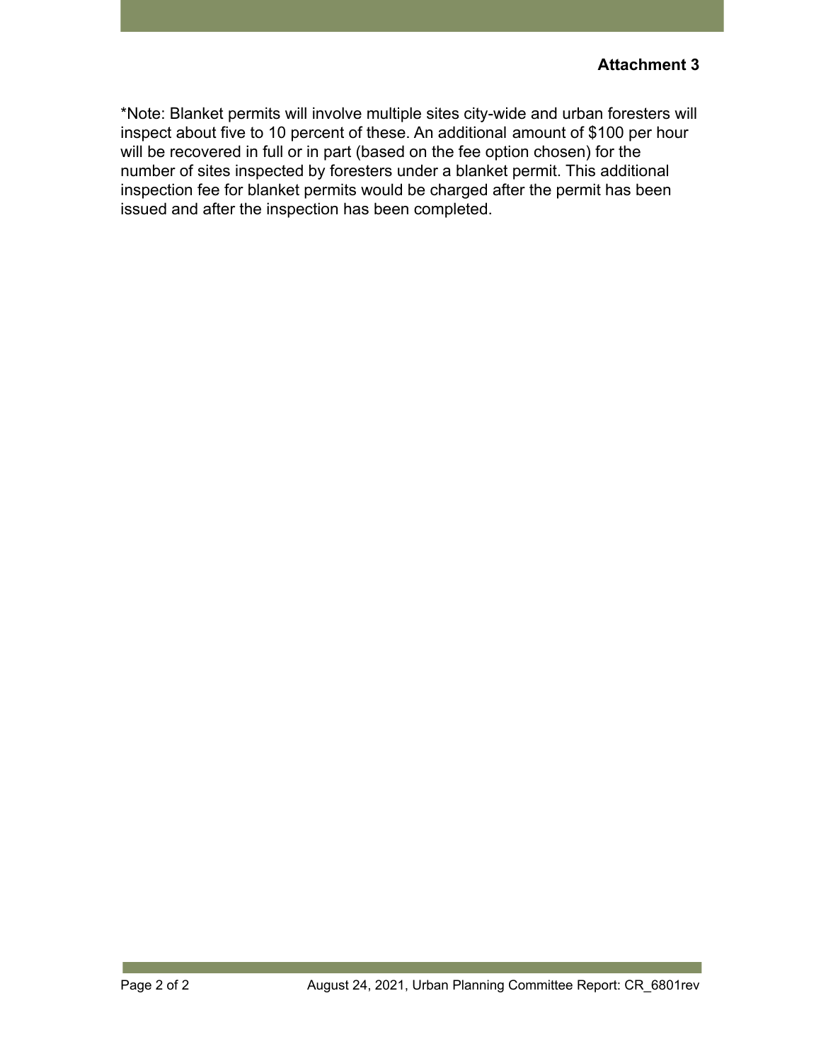**Attachment 3**

*Note: Blanket permits will involve multiple sites city-wide and urban foresters will inspect about five to 10 percent of these. An additional amount of $100 per hour will be recovered in full or in part (based on the fee option chosen) for the number of sites inspected by foresters under a blanket permit. This additional inspection fee for blanket permits would be charged after the permit has been issued and after the inspection has been completed.